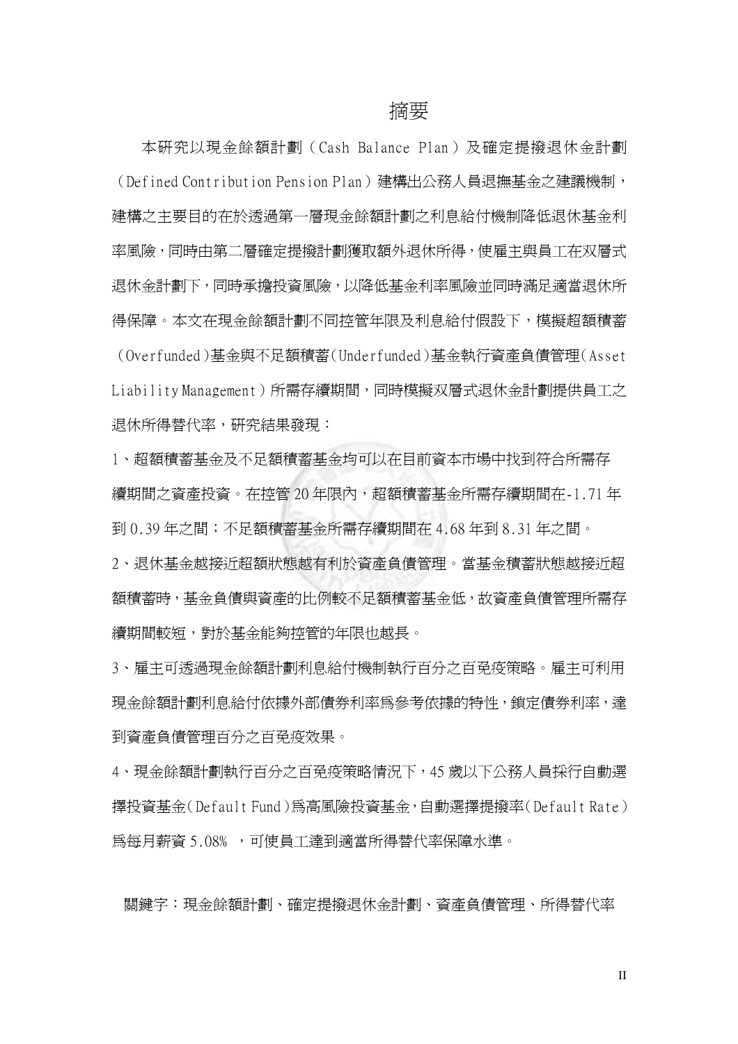# 摘要

本研究以現金餘額計劃（Cash Balance Plan）及確定提撥退休金計劃（Defined Contribution Pension Plan）建構出公務人員退撫基金之建議機制，建構之主要目的在於透過第一層現金餘額計劃之利息給付機制降低退休基金利率風險，同時由第二層確定提撥計劃獲取額外退休所得，使雇主與員工在双層式退休金計劃下，同時承擔投資風險，以降低基金利率風險並同時滿足適當退休所得保障。本文在現金餘額計劃不同控管年限及利息給付假設下，模擬超額積蓄（Overfunded）基金與不足額積蓄（Underfunded）基金執行資產負債管理（Asset Liability Management）所需存續期間，同時模擬双層式退休金計劃提供員工之退休所得替代率，研究結果發現：

1、超額積蓄基金及不足額積蓄基金均可以在目前資本市場中找到符合所需存續期間之資產投資。在控管 20 年限內，超額積蓄基金所需存續期間在-1.71 年到 0.39 年之間；不足額積蓄基金所需存續期間在 4.68 年到 8.31 年之間。

2、退休基金越接近超額狀態越有利於資產負債管理。當基金積蓄狀態越接近超額積蓄時，基金負債與資產的比例較不足額積蓄基金低，故資產負債管理所需存續期間較短，對於基金能夠控管的年限也越長。

3、雇主可透過現金餘額計劃利息給付機制執行百分之百免疫策略。雇主可利用現金餘額計劃利息給付依據外部債券利率為參考依據的特性，鎖定債券利率，達到資產負債管理百分之百免疫效果。

4、現金餘額計劃執行百分之百免疫策略情況下，45 歲以下公務人員採行自動選擇投資基金（Default Fund）為高風險投資基金，自動選擇提撥率（Default Rate）為每月薪資 5.08% ，可使員工達到適當所得替代率保障水準。

關鍵字：現金餘額計劃、確定提撥退休金計劃、資產負債管理、所得替代率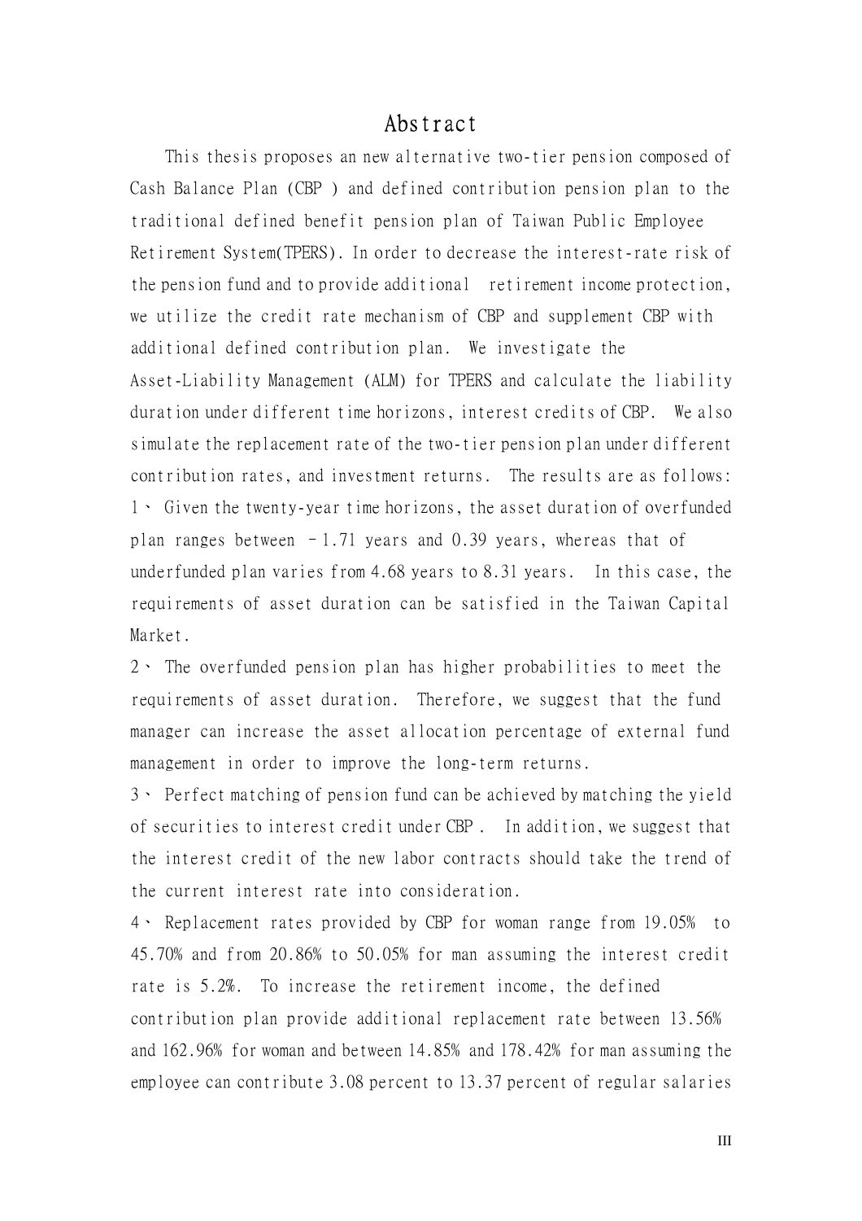# Abstract

This thesis proposes an new alternative two-tier pension composed of Cash Balance Plan (CBP ) and defined contribution pension plan to the traditional defined benefit pension plan of Taiwan Public Employee Retirement System(TPERS). In order to decrease the interest-rate risk of the pension fund and to provide additional retirement income protection, we utilize the credit rate mechanism of CBP and supplement CBP with additional defined contribution plan. We investigate the Asset-Liability Management (ALM) for TPERS and calculate the liability duration under different time horizons, interest credits of CBP. We also simulate the replacement rate of the two-tier pension plan under different contribution rates, and investment returns. The results are as follows:

1、 Given the twenty-year time horizons, the asset duration of overfunded plan ranges between –1.71 years and 0.39 years, whereas that of underfunded plan varies from 4.68 years to 8.31 years. In this case, the requirements of asset duration can be satisfied in the Taiwan Capital Market.

2、 The overfunded pension plan has higher probabilities to meet the requirements of asset duration. Therefore, we suggest that the fund manager can increase the asset allocation percentage of external fund management in order to improve the long-term returns.

3、 Perfect matching of pension fund can be achieved by matching the yield of securities to interest credit under CBP . In addition, we suggest that the interest credit of the new labor contracts should take the trend of the current interest rate into consideration.

4、 Replacement rates provided by CBP for woman range from 19.05% to 45.70% and from 20.86% to 50.05% for man assuming the interest credit rate is 5.2%. To increase the retirement income, the defined contribution plan provide additional replacement rate between 13.56% and 162.96% for woman and between 14.85% and 178.42% for man assuming the employee can contribute 3.08 percent to 13.37 percent of regular salaries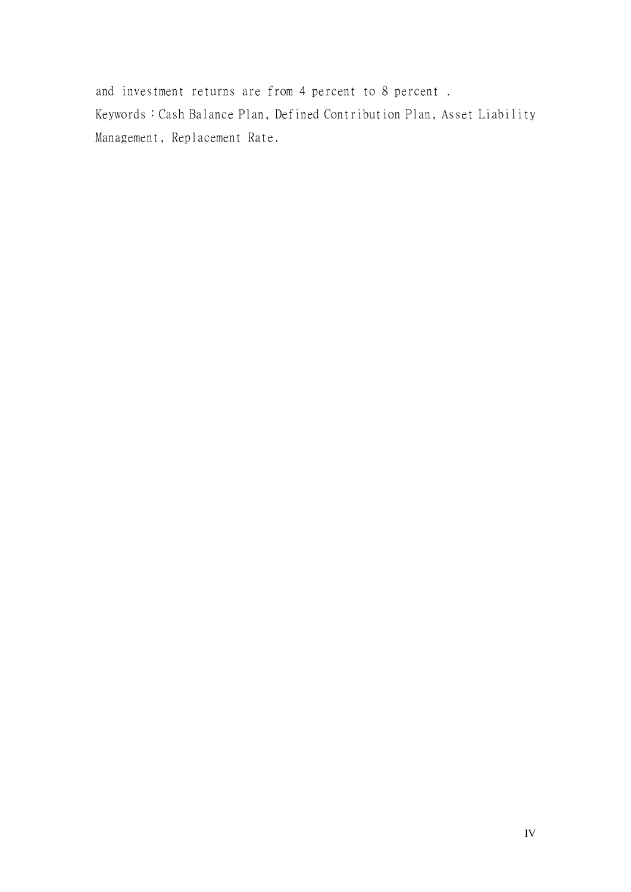and investment returns are from 4 percent to 8 percent .

Keywords：Cash Balance Plan, Defined Contribution Plan, Asset Liability Management, Replacement Rate.